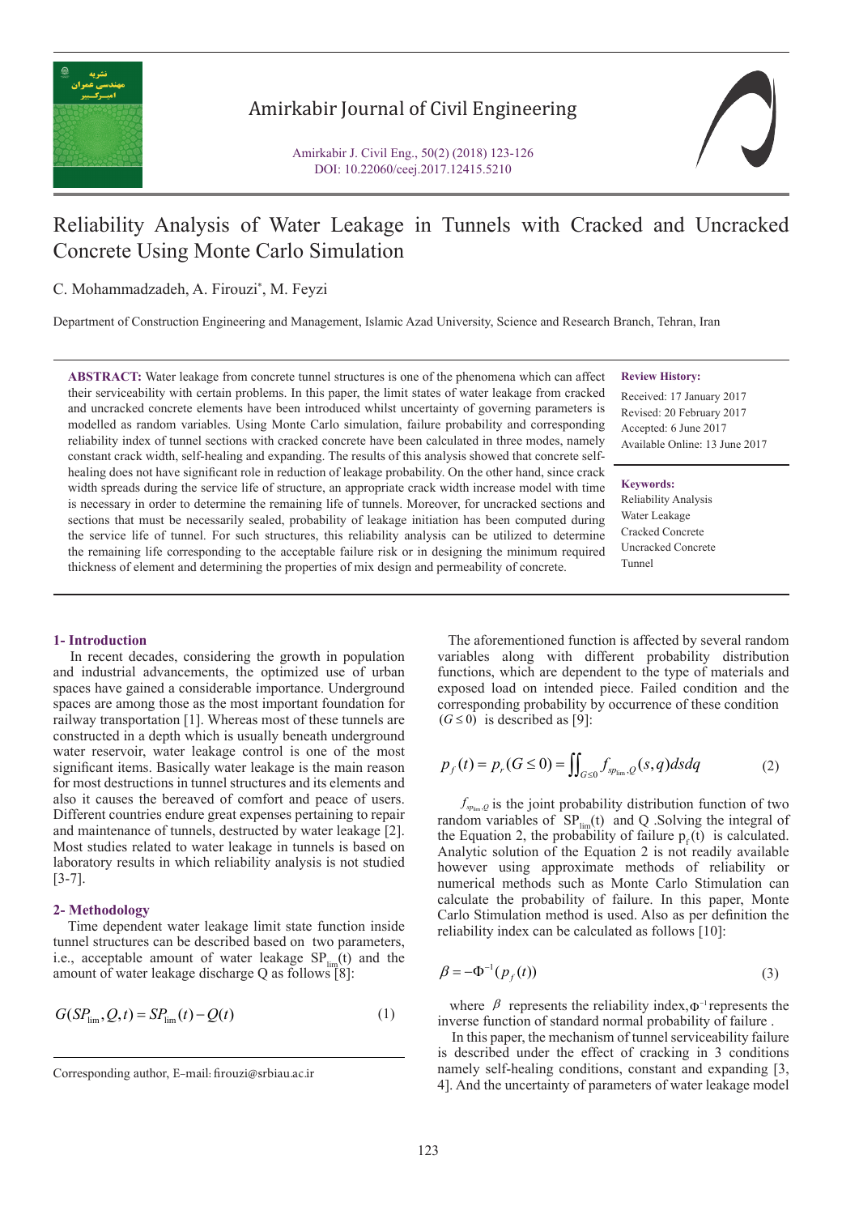# Reliability Analysis of Water Leakage in Tunnels with Cracked and Uncracked Concrete Using Monte Carlo Simulation

C. Mohammadzadeh, A. Firouzi*, M. Feyzi

Department of Construction Engineering and Management, Islamic Azad University, Science and Research Branch, Tehran, Iran

**ABSTRACT:** Water leakage from concrete tunnel structures is one of the phenomena which can affect their serviceability with certain problems. In this paper, the limit states of water leakage from cracked and uncracked concrete elements have been introduced whilst uncertainty of governing parameters is modelled as random variables. Using Monte Carlo simulation, failure probability and corresponding reliability index of tunnel sections with cracked concrete have been calculated in three modes, namely constant crack width, self-healing and expanding. The results of this analysis showed that concrete self-healing does not have significant role in reduction of leakage probability. On the other hand, since crack width spreads during the service life of structure, an appropriate crack width increase model with time is necessary in order to determine the remaining life of tunnels. Moreover, for uncracked sections and sections that must be necessarily sealed, probability of leakage initiation has been computed during the service life of tunnel. For such structures, this reliability analysis can be utilized to determine the remaining life corresponding to the acceptable failure risk or in designing the minimum required thickness of element and determining the properties of mix design and permeability of concrete.

**Review History:**

Received: 17 January 2017
Revised: 20 February 2017
Accepted: 6 June 2017
Available Online: 13 June 2017

**Keywords:**

Reliability Analysis
Water Leakage
Cracked Concrete
Uncracked Concrete
Tunnel

## 1- Introduction

In recent decades, considering the growth in population and industrial advancements, the optimized use of urban spaces have gained a considerable importance. Underground spaces are among those as the most important foundation for railway transportation [1]. Whereas most of these tunnels are constructed in a depth which is usually beneath underground water reservoir, water leakage control is one of the most significant items. Basically water leakage is the main reason for most destructions in tunnel structures and its elements and also it causes the bereaved of comfort and peace of users. Different countries endure great expenses pertaining to repair and maintenance of tunnels, destructed by water leakage [2]. Most studies related to water leakage in tunnels is based on laboratory results in which reliability analysis is not studied [3-7].

## 2- Methodology

Time dependent water leakage limit state function inside tunnel structures can be described based on two parameters, i.e., acceptable amount of water leakage $SP_{lim}(t)$ and the amount of water leakage discharge Q as follows [8]:

$$G(SP_{lim}, Q, t) = SP_{lim}(t) - Q(t) \qquad (1)$$

The aforementioned function is affected by several random variables along with different probability distribution functions, which are dependent to the type of materials and exposed load on intended piece. Failed condition and the corresponding probability by occurrence of these condition $(G \leq 0)$ is described as [9]:

$$p_f(t) = p_r(G \leq 0) = \iint_{G \leq 0} f_{sp_{lim},Q}(s,q)\,ds\,dq \qquad (2)$$

$f_{sp_{lim},Q}$ is the joint probability distribution function of two random variables of $SP_{lim}(t)$ and Q .Solving the integral of the Equation 2, the probability of failure $p_f(t)$ is calculated. Analytic solution of the Equation 2 is not readily available however using approximate methods of reliability or numerical methods such as Monte Carlo Stimulation can calculate the probability of failure. In this paper, Monte Carlo Stimulation method is used. Also as per definition the reliability index can be calculated as follows [10]:

$$\beta = -\Phi^{-1}(p_f(t)) \qquad (3)$$

where $\beta$ represents the reliability index, $\Phi^{-1}$ represents the inverse function of standard normal probability of failure .

In this paper, the mechanism of tunnel serviceability failure is described under the effect of cracking in 3 conditions namely self-healing conditions, constant and expanding [3, 4]. And the uncertainty of parameters of water leakage model

Corresponding author, E-mail: firouzi@srbiau.ac.ir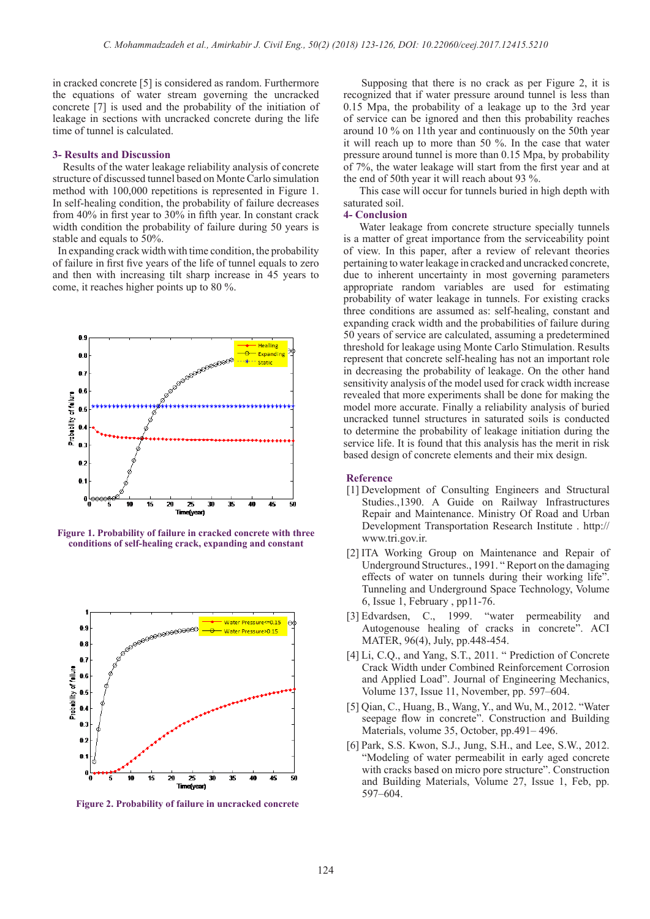in cracked concrete [5] is considered as random. Furthermore the equations of water stream governing the uncracked concrete [7] is used and the probability of the initiation of leakage in sections with uncracked concrete during the life time of tunnel is calculated.

## 3- Results and Discussion

Results of the water leakage reliability analysis of concrete structure of discussed tunnel based on Monte Carlo simulation method with 100,000 repetitions is represented in Figure 1. In self-healing condition, the probability of failure decreases from 40% in first year to 30% in fifth year. In constant crack width condition the probability of failure during 50 years is stable and equals to 50%.

In expanding crack width with time condition, the probability of failure in first five years of the life of tunnel equals to zero and then with increasing tilt sharp increase in 45 years to come, it reaches higher points up to 80 %.

**Figure 1. Probability of failure in cracked concrete with three conditions of self-healing crack, expanding and constant**

**Figure 2. Probability of failure in uncracked concrete**

Supposing that there is no crack as per Figure 2, it is recognized that if water pressure around tunnel is less than 0.15 Mpa, the probability of a leakage up to the 3rd year of service can be ignored and then this probability reaches around 10 % on 11th year and continuously on the 50th year it will reach up to more than 50 %. In the case that water pressure around tunnel is more than 0.15 Mpa, by probability of 7%, the water leakage will start from the first year and at the end of 50th year it will reach about 93 %.

This case will occur for tunnels buried in high depth with saturated soil.

## 4- Conclusion

Water leakage from concrete structure specially tunnels is a matter of great importance from the serviceability point of view. In this paper, after a review of relevant theories pertaining to water leakage in cracked and uncracked concrete, due to inherent uncertainty in most governing parameters appropriate random variables are used for estimating probability of water leakage in tunnels. For existing cracks three conditions are assumed as: self-healing, constant and expanding crack width and the probabilities of failure during 50 years of service are calculated, assuming a predetermined threshold for leakage using Monte Carlo Stimulation. Results represent that concrete self-healing has not an important role in decreasing the probability of leakage. On the other hand sensitivity analysis of the model used for crack width increase revealed that more experiments shall be done for making the model more accurate. Finally a reliability analysis of buried uncracked tunnel structures in saturated soils is conducted to determine the probability of leakage initiation during the service life. It is found that this analysis has the merit in risk based design of concrete elements and their mix design.

## Reference

[1] Development of Consulting Engineers and Structural Studies.,1390. A Guide on Railway Infrastructures Repair and Maintenance. Ministry Of Road and Urban Development Transportation Research Institute . http://www.tri.gov.ir.

[2] ITA Working Group on Maintenance and Repair of Underground Structures., 1991. " Report on the damaging effects of water on tunnels during their working life". Tunneling and Underground Space Technology, Volume 6, Issue 1, February , pp11-76.

[3] Edvardsen, C., 1999. "water permeability and Autogenouse healing of cracks in concrete". ACI MATER, 96(4), July, pp.448-454.

[4] Li, C.Q., and Yang, S.T., 2011. " Prediction of Concrete Crack Width under Combined Reinforcement Corrosion and Applied Load". Journal of Engineering Mechanics, Volume 137, Issue 11, November, pp. 597–604.

[5] Qian, C., Huang, B., Wang, Y., and Wu, M., 2012. "Water seepage flow in concrete". Construction and Building Materials, volume 35, October, pp.491– 496.

[6] Park, S.S. Kwon, S.J., Jung, S.H., and Lee, S.W., 2012. "Modeling of water permeabilit in early aged concrete with cracks based on micro pore structure". Construction and Building Materials, Volume 27, Issue 1, Feb, pp. 597–604.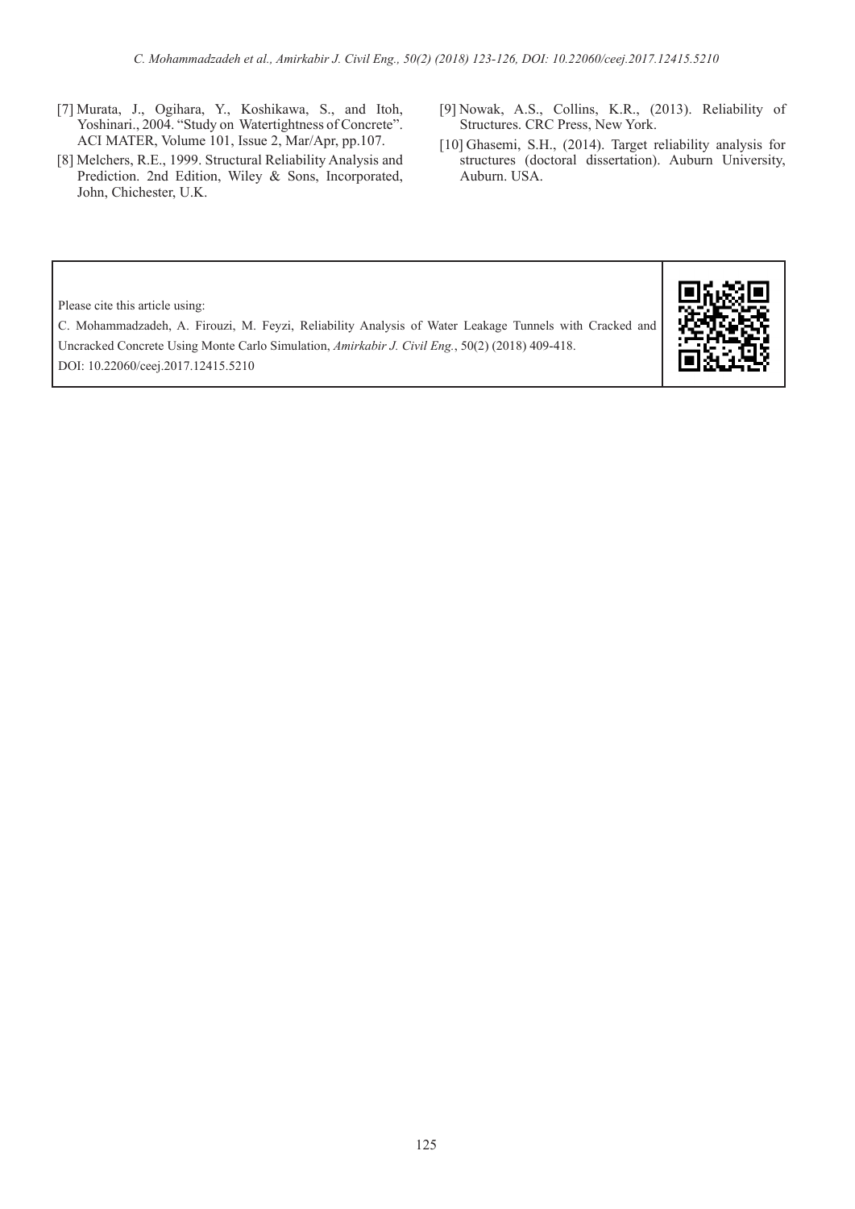[7] Murata, J., Ogihara, Y., Koshikawa, S., and Itoh, Yoshinari., 2004. "Study on Watertightness of Concrete". ACI MATER, Volume 101, Issue 2, Mar/Apr, pp.107.

[8] Melchers, R.E., 1999. Structural Reliability Analysis and Prediction. 2nd Edition, Wiley & Sons, Incorporated, John, Chichester, U.K.

[9] Nowak, A.S., Collins, K.R., (2013). Reliability of Structures. CRC Press, New York.

[10] Ghasemi, S.H., (2014). Target reliability analysis for structures (doctoral dissertation). Auburn University, Auburn. USA.

Please cite this article using:

C. Mohammadzadeh, A. Firouzi, M. Feyzi, Reliability Analysis of Water Leakage Tunnels with Cracked and Uncracked Concrete Using Monte Carlo Simulation, *Amirkabir J. Civil Eng.*, 50(2) (2018) 409-418.

DOI: 10.22060/ceej.2017.12415.5210